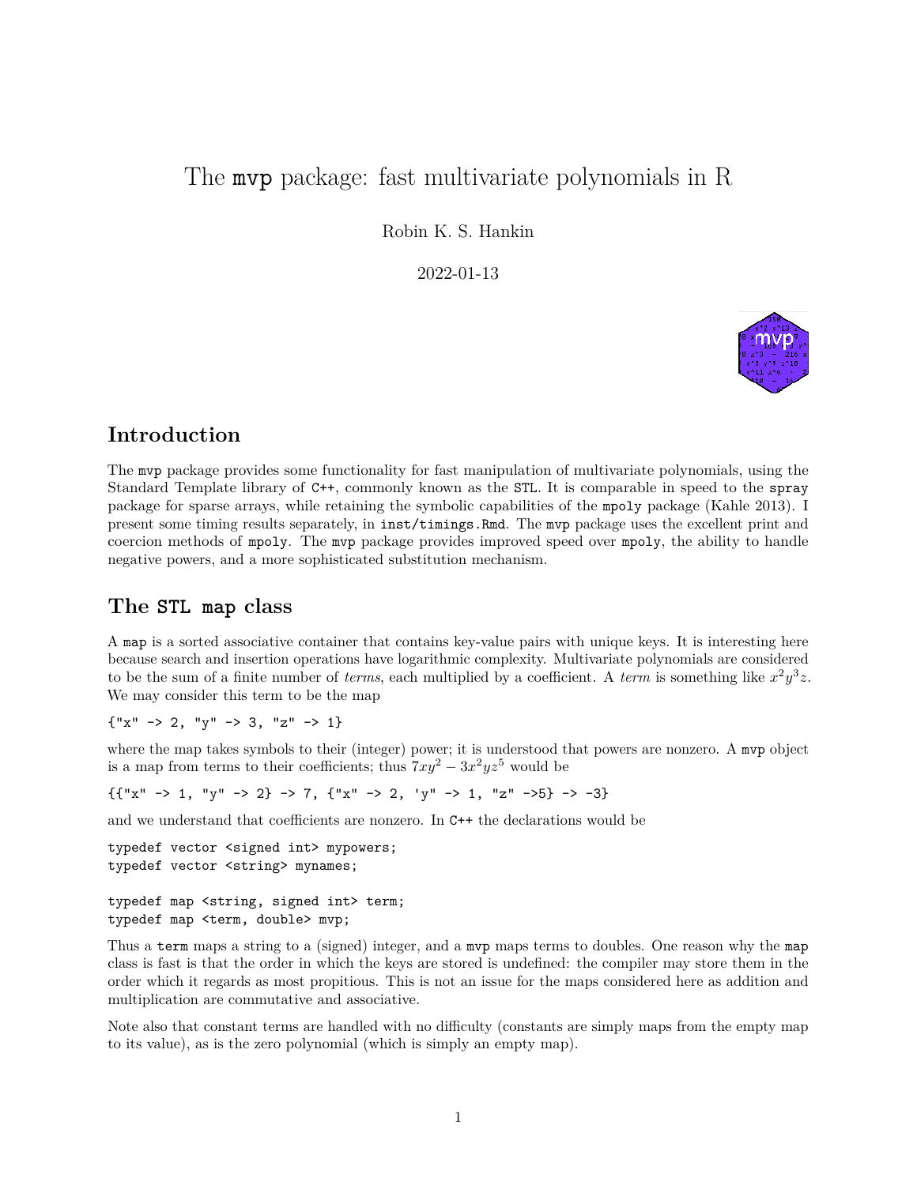# The `mvp` package: fast multivariate polynomials in R

Robin K. S. Hankin

2022-01-13

## Introduction

The `mvp` package provides some functionality for fast manipulation of multivariate polynomials, using the Standard Template library of `C++`, commonly known as the `STL`. It is comparable in speed to the `spray` package for sparse arrays, while retaining the symbolic capabilities of the `mpoly` package (Kahle 2013). I present some timing results separately, in `inst/timings.Rmd`. The `mvp` package uses the excellent print and coercion methods of `mpoly`. The `mvp` package provides improved speed over `mpoly`, the ability to handle negative powers, and a more sophisticated substitution mechanism.

## The `STL` `map` class

A `map` is a sorted associative container that contains key-value pairs with unique keys. It is interesting here because search and insertion operations have logarithmic complexity. Multivariate polynomials are considered to be the sum of a finite number of *terms*, each multiplied by a coefficient. A *term* is something like $x^2y^3z$. We may consider this term to be the map

```
{"x" -> 2, "y" -> 3, "z" -> 1}
```

where the map takes symbols to their (integer) power; it is understood that powers are nonzero. A `mvp` object is a map from terms to their coefficients; thus $7xy^2 - 3x^2yz^5$ would be

```
{{"x" -> 1, "y" -> 2} -> 7, {"x" -> 2, 'y" -> 1, "z" ->5} -> -3}
```

and we understand that coefficients are nonzero. In `C++` the declarations would be

```
typedef vector <signed int> mypowers;
typedef vector <string> mynames;

typedef map <string, signed int> term;
typedef map <term, double> mvp;
```

Thus a `term` maps a string to a (signed) integer, and a `mvp` maps terms to doubles. One reason why the `map` class is fast is that the order in which the keys are stored is undefined: the compiler may store them in the order which it regards as most propitious. This is not an issue for the maps considered here as addition and multiplication are commutative and associative.

Note also that constant terms are handled with no difficulty (constants are simply maps from the empty map to its value), as is the zero polynomial (which is simply an empty map).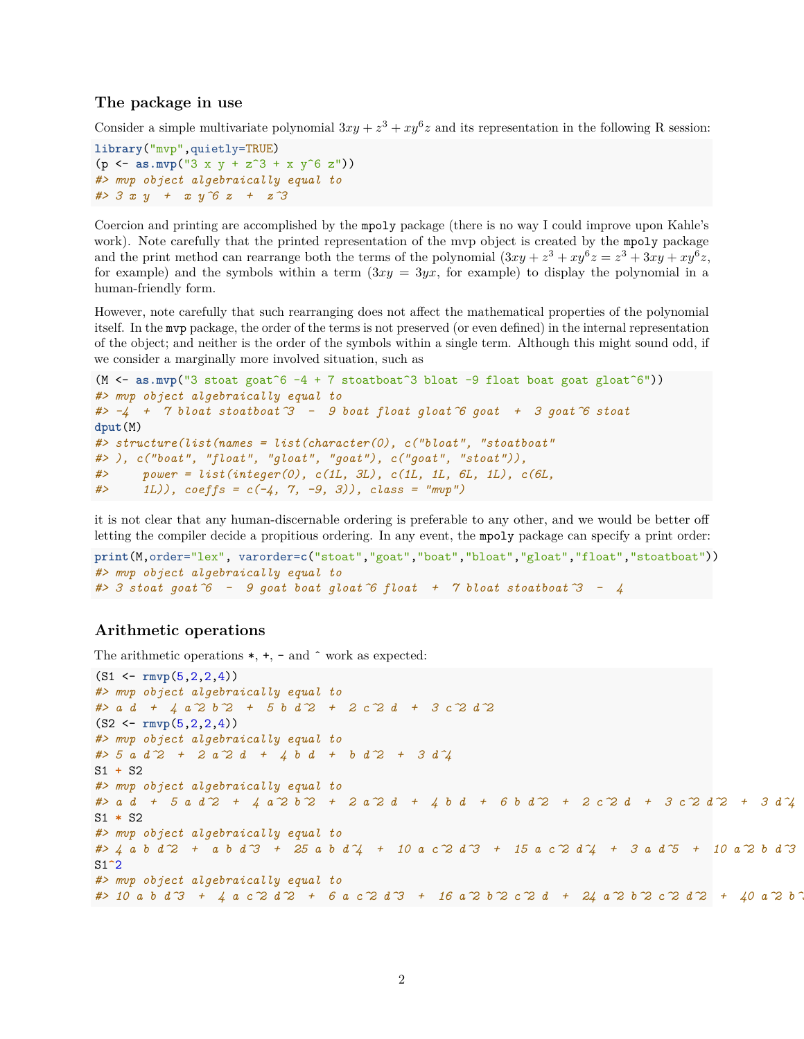### The package in use

Consider a simple multivariate polynomial $3xy + z^3 + xy^6z$ and its representation in the following R session:

```
library("mvp",quietly=TRUE)
(p <- as.mvp("3 x y + z^3 + x y^6 z"))
#> mvp object algebraically equal to
#> 3 x y  +  x y^6 z  +  z^3
```

Coercion and printing are accomplished by the `mpoly` package (there is no way I could improve upon Kahle's work). Note carefully that the printed representation of the mvp object is created by the `mpoly` package and the print method can rearrange both the terms of the polynomial ($3xy + z^3 + xy^6z = z^3 + 3xy + xy^6z$, for example) and the symbols within a term ($3xy = 3yx$, for example) to display the polynomial in a human-friendly form.

However, note carefully that such rearranging does not affect the mathematical properties of the polynomial itself. In the `mvp` package, the order of the terms is not preserved (or even defined) in the internal representation of the object; and neither is the order of the symbols within a single term. Although this might sound odd, if we consider a marginally more involved situation, such as

```
(M <- as.mvp("3 stoat goat^6 -4 + 7 stoatboat^3 bloat -9 float boat goat gloat^6"))
#> mvp object algebraically equal to
#> -4  +  7 bloat stoatboat^3  -  9 boat float gloat^6 goat  +  3 goat^6 stoat
dput(M)
#> structure(list(names = list(character(0), c("bloat", "stoatboat"
#> ), c("boat", "float", "gloat", "goat"), c("goat", "stoat")),
#>     power = list(integer(0), c(1L, 3L), c(1L, 1L, 6L, 1L), c(6L,
#>     1L)), coeffs = c(-4, 7, -9, 3)), class = "mvp")
```

it is not clear that any human-discernable ordering is preferable to any other, and we would be better off letting the compiler decide a propitious ordering. In any event, the `mpoly` package can specify a print order:

```
print(M,order="lex", varorder=c("stoat","goat","boat","bloat","gloat","float","stoatboat"))
#> mvp object algebraically equal to
#> 3 stoat goat^6  -  9 goat boat gloat^6 float  +  7 bloat stoatboat^3  -  4
```

### Arithmetic operations

The arithmetic operations `*`, `+`, `-` and `^` work as expected:

```
(S1 <- rmvp(5,2,2,4))
#> mvp object algebraically equal to
#> a d  +  4 a^2 b^2  +  5 b d^2  +  2 c^2 d  +  3 c^2 d^2
(S2 <- rmvp(5,2,2,4))
#> mvp object algebraically equal to
#> 5 a d^2  +  2 a^2 d  +  4 b d  +  b d^2  +  3 d^4
S1 + S2
#> mvp object algebraically equal to
#> a d  +  5 a d^2  +  4 a^2 b^2  +  2 a^2 d  +  4 b d  +  6 b d^2  +  2 c^2 d  +  3 c^2 d^2  +  3 d^4
S1 * S2
#> mvp object algebraically equal to
#> 4 a b d^2  +  a b d^3  +  25 a b d^4  +  10 a c^2 d^3  +  15 a c^2 d^4  +  3 a d^5  +  10 a^2 b d^3
S1^2
#> mvp object algebraically equal to
#> 10 a b d^3  +  4 a c^2 d^2  +  6 a c^2 d^3  +  16 a^2 b^2 c^2 d  +  24 a^2 b^2 c^2 d^2  +  40 a^2 b^
```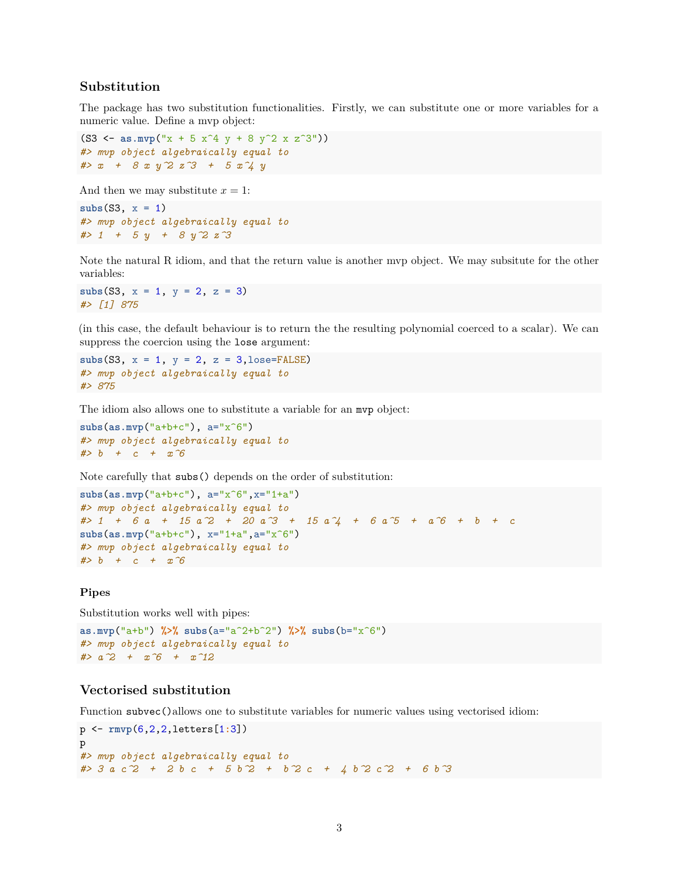### Substitution

The package has two substitution functionalities. Firstly, we can substitute one or more variables for a numeric value. Define a mvp object:

```
(S3 <- as.mvp("x + 5 x^4 y + 8 y^2 x z^3"))
#> mvp object algebraically equal to
#> x  +  8 x y^2 z^3  +  5 x^4 y
```

And then we may substitute $x = 1$:

```
subs(S3, x = 1)
#> mvp object algebraically equal to
#> 1  +  5 y  +  8 y^2 z^3
```

Note the natural R idiom, and that the return value is another mvp object. We may subsitute for the other variables:

```
subs(S3, x = 1, y = 2, z = 3)
#> [1] 875
```

(in this case, the default behaviour is to return the the resulting polynomial coerced to a scalar). We can suppress the coercion using the `lose` argument:

```
subs(S3, x = 1, y = 2, z = 3,lose=FALSE)
#> mvp object algebraically equal to
#> 875
```

The idiom also allows one to substitute a variable for an `mvp` object:

```
subs(as.mvp("a+b+c"), a="x^6")
#> mvp object algebraically equal to
#> b  +  c  +  x^6
```

Note carefully that `subs()` depends on the order of substitution:

```
subs(as.mvp("a+b+c"), a="x^6",x="1+a")
#> mvp object algebraically equal to
#> 1  +  6 a  +  15 a^2  +  20 a^3  +  15 a^4  +  6 a^5  +  a^6  +  b  +  c
subs(as.mvp("a+b+c"), x="1+a",a="x^6")
#> mvp object algebraically equal to
#> b  +  c  +  x^6
```

#### Pipes

Substitution works well with pipes:

```
as.mvp("a+b") %>% subs(a="a^2+b^2") %>% subs(b="x^6")
#> mvp object algebraically equal to
#> a^2  +  x^6  +  x^12
```

### Vectorised substitution

Function `subvec()` allows one to substitute variables for numeric values using vectorised idiom:

```
p <- rmvp(6,2,2,letters[1:3])
p
#> mvp object algebraically equal to
#> 3 a c^2  +  2 b c  +  5 b^2  +  b^2 c  +  4 b^2 c^2  +  6 b^3
```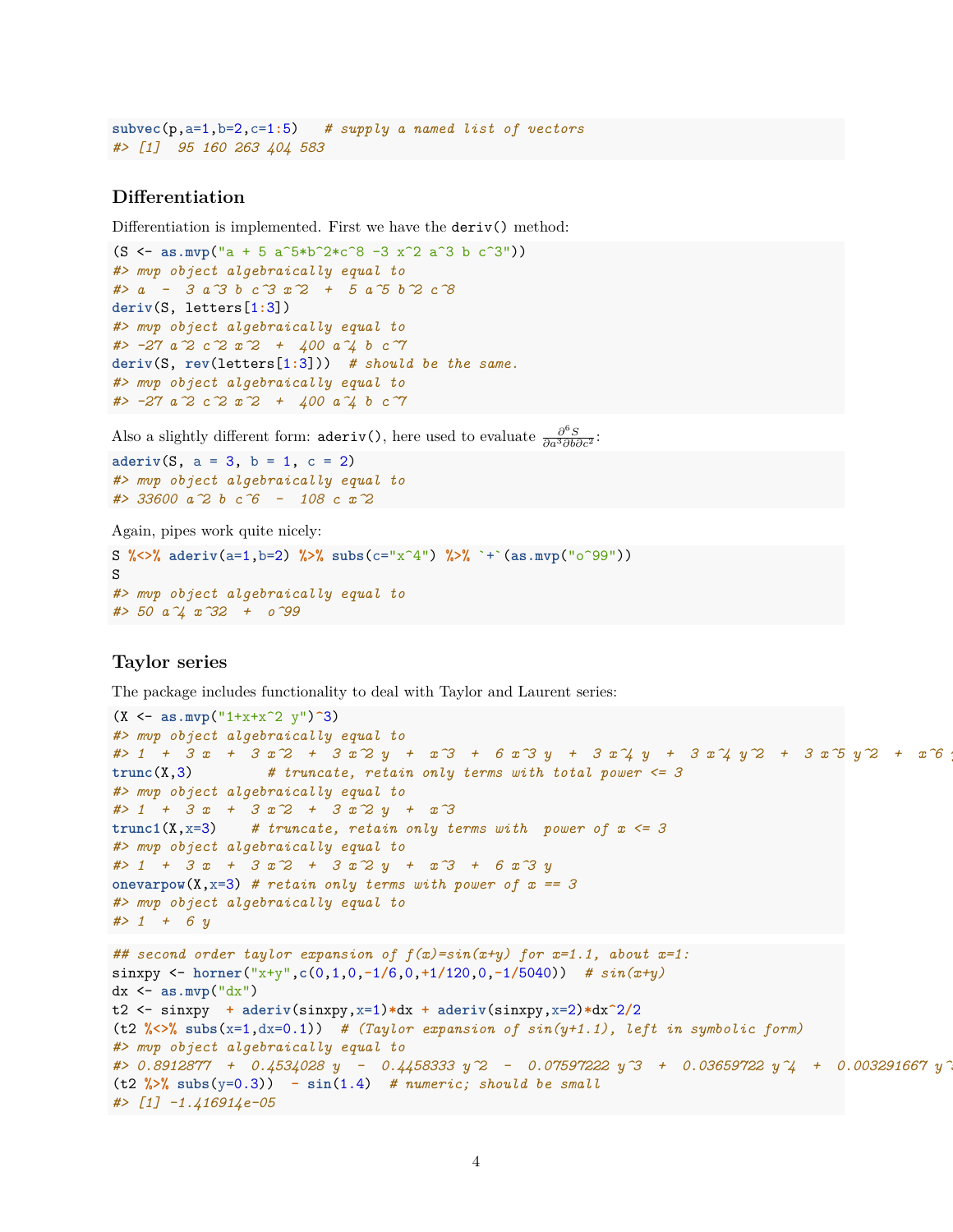```
subvec(p,a=1,b=2,c=1:5)   # supply a named list of vectors
#> [1]  95 160 263 404 583
```

### Differentiation

Differentiation is implemented. First we have the `deriv()` method:

```
(S <- as.mvp("a + 5 a^5*b^2*c^8 -3 x^2 a^3 b c^3"))
#> mvp object algebraically equal to
#> a  -  3 a^3 b c^3 x^2  +  5 a^5 b^2 c^8
deriv(S, letters[1:3])
#> mvp object algebraically equal to
#> -27 a^2 c^2 x^2  +  400 a^4 b c^7
deriv(S, rev(letters[1:3]))  # should be the same.
#> mvp object algebraically equal to
#> -27 a^2 c^2 x^2  +  400 a^4 b c^7
```

Also a slightly different form: `aderiv()`, here used to evaluate $\frac{\partial^6 S}{\partial a^3 \partial b \partial c^2}$:

```
aderiv(S, a = 3, b = 1, c = 2)
#> mvp object algebraically equal to
#> 33600 a^2 b c^6  -  108 c x^2
```

Again, pipes work quite nicely:

```
S %<>% aderiv(a=1,b=2) %>% subs(c="x^4") %>% `+`(as.mvp("o^99"))
S
#> mvp object algebraically equal to
#> 50 a^4 x^32  +  o^99
```

### Taylor series

The package includes functionality to deal with Taylor and Laurent series:

```
(X <- as.mvp("1+x+x^2 y")^3)
#> mvp object algebraically equal to
#> 1  +  3 x  +  3 x^2  +  3 x^2 y  +  x^3  +  6 x^3 y  +  3 x^4 y  +  3 x^4 y^2  +  3 x^5 y^2  +  x^6 y
trunc(X,3)         # truncate, retain only terms with total power <= 3
#> mvp object algebraically equal to
#> 1  +  3 x  +  3 x^2  +  3 x^2 y  +  x^3
trunc1(X,x=3)    # truncate, retain only terms with  power of x <= 3
#> mvp object algebraically equal to
#> 1  +  3 x  +  3 x^2  +  3 x^2 y  +  x^3  +  6 x^3 y
onevarpow(X,x=3) # retain only terms with power of x == 3
#> mvp object algebraically equal to
#> 1  +  6 y
```

```
## second order taylor expansion of f(x)=sin(x+y) for x=1.1, about x=1:
sinxpy <- horner("x+y",c(0,1,0,-1/6,0,+1/120,0,-1/5040))  # sin(x+y)
dx <- as.mvp("dx")
t2 <- sinxpy  + aderiv(sinxpy,x=1)*dx + aderiv(sinxpy,x=2)*dx^2/2
(t2 %<>% subs(x=1,dx=0.1))  # (Taylor expansion of sin(y+1.1), left in symbolic form)
#> mvp object algebraically equal to
#> 0.8912877  +  0.4534028 y  -  0.4458333 y^2  -  0.07597222 y^3  +  0.03659722 y^4  +  0.003291667 y^
(t2 %>% subs(y=0.3))  - sin(1.4)  # numeric; should be small
#> [1] -1.416914e-05
```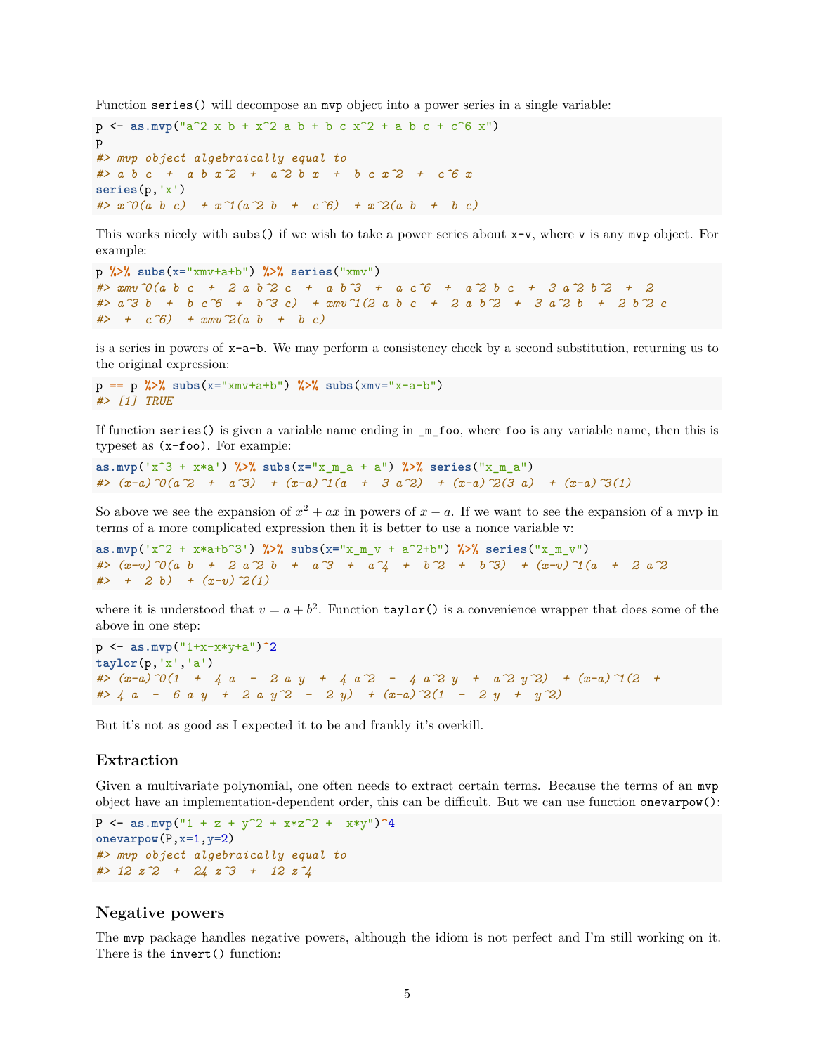Function `series()` will decompose an `mvp` object into a power series in a single variable:

```
p <- as.mvp("a^2 x b + x^2 a b + b c x^2 + a b c + c^6 x")
p
#> mvp object algebraically equal to
#> a b c  +  a b x^2  +  a^2 b x  +  b c x^2  +  c^6 x
series(p,'x')
#> x^0(a b c)  + x^1(a^2 b  +  c^6)  + x^2(a b  +  b c)
```

This works nicely with `subs()` if we wish to take a power series about `x-v`, where `v` is any `mvp` object. For example:

```
p %>% subs(x="xmv+a+b") %>% series("xmv")
#> xmv^0(a b c  +  2 a b^2 c  +  a b^3  +  a c^6  +  a^2 b c  +  3 a^2 b^2  +  2
#> a^3 b  +  b c^6  +  b^3 c)  + xmv^1(2 a b c  +  2 a b^2  +  3 a^2 b  +  2 b^2 c
#>  +  c^6)  + xmv^2(a b  +  b c)
```

is a series in powers of `x-a-b`. We may perform a consistency check by a second substitution, returning us to the original expression:

```
p == p %>% subs(x="xmv+a+b") %>% subs(xmv="x-a-b")
#> [1] TRUE
```

If function `series()` is given a variable name ending in `_m_foo`, where `foo` is any variable name, then this is typeset as `(x-foo)`. For example:

```
as.mvp('x^3 + x*a') %>% subs(x="x_m_a + a") %>% series("x_m_a")
#> (x-a)^0(a^2  +  a^3)  + (x-a)^1(a  +  3 a^2)  + (x-a)^2(3 a)  + (x-a)^3(1)
```

So above we see the expansion of $x^2 + ax$ in powers of $x - a$. If we want to see the expansion of a mvp in terms of a more complicated expression then it is better to use a nonce variable `v`:

```
as.mvp('x^2 + x*a+b^3') %>% subs(x="x_m_v + a^2+b") %>% series("x_m_v")
#> (x-v)^0(a b  +  2 a^2 b  +  a^3  +  a^4  +  b^2  +  b^3)  + (x-v)^1(a  +  2 a^2
#>  +  2 b)  + (x-v)^2(1)
```

where it is understood that $v = a + b^2$. Function `taylor()` is a convenience wrapper that does some of the above in one step:

```
p <- as.mvp("1+x-x*y+a")^2
taylor(p,'x','a')
#> (x-a)^0(1  +  4 a  -  2 a y  +  4 a^2  -  4 a^2 y  +  a^2 y^2)  + (x-a)^1(2  +
#> 4 a  -  6 a y  +  2 a y^2  -  2 y)  + (x-a)^2(1  -  2 y  +  y^2)
```

But it's not as good as I expected it to be and frankly it's overkill.

### Extraction

Given a multivariate polynomial, one often needs to extract certain terms. Because the terms of an `mvp` object have an implementation-dependent order, this can be difficult. But we can use function `onevarpow()`:

```
P <- as.mvp("1 + z + y^2 + x*z^2 +  x*y")^4
onevarpow(P,x=1,y=2)
#> mvp object algebraically equal to
#> 12 z^2  +  24 z^3  +  12 z^4
```

### Negative powers

The `mvp` package handles negative powers, although the idiom is not perfect and I'm still working on it. There is the `invert()` function: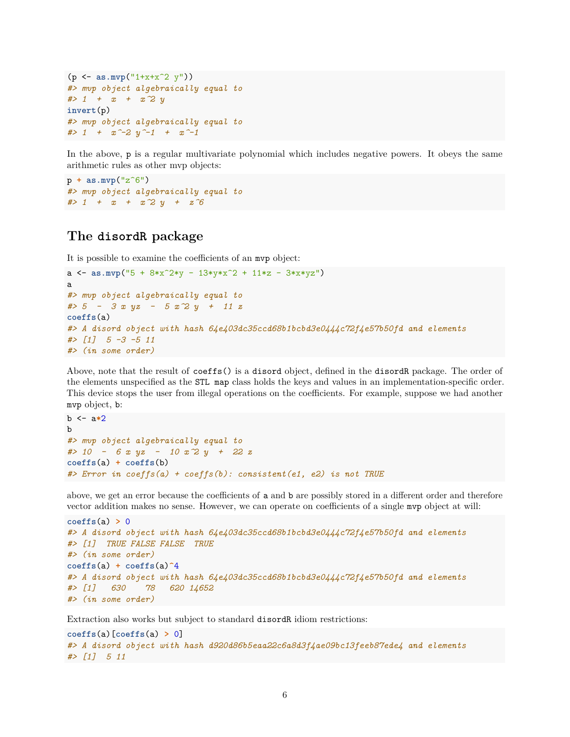```
(p <- as.mvp("1+x+x^2 y"))
#> mvp object algebraically equal to
#> 1  +  x  +  x^2 y
invert(p)
#> mvp object algebraically equal to
#> 1  +  x^-2 y^-1  +  x^-1
```

In the above, `p` is a regular multivariate polynomial which includes negative powers. It obeys the same arithmetic rules as other mvp objects:

```
p + as.mvp("z^6")
#> mvp object algebraically equal to
#> 1  +  x  +  x^2 y  +  z^6
```

## The `disordR` package

It is possible to examine the coefficients of an `mvp` object:

```
a <- as.mvp("5 + 8*x^2*y - 13*y*x^2 + 11*z - 3*x*yz")
a
#> mvp object algebraically equal to
#> 5  -  3 x yz  -  5 x^2 y  +  11 z
coeffs(a)
#> A disord object with hash 64e403dc35ccd68b1bcbd3e0444c72f4e57b50fd and elements
#> [1]  5 -3 -5 11
#> (in some order)
```

Above, note that the result of `coeffs()` is a `disord` object, defined in the `disordR` package. The order of the elements unspecified as the `STL map` class holds the keys and values in an implementation-specific order. This device stops the user from illegal operations on the coefficients. For example, suppose we had another `mvp` object, `b`:

```
b <- a*2
b
#> mvp object algebraically equal to
#> 10  -  6 x yz  -  10 x^2 y  +  22 z
coeffs(a) + coeffs(b)
#> Error in coeffs(a) + coeffs(b): consistent(e1, e2) is not TRUE
```

above, we get an error because the coefficients of `a` and `b` are possibly stored in a different order and therefore vector addition makes no sense. However, we can operate on coefficients of a single `mvp` object at will:

```
coeffs(a) > 0
#> A disord object with hash 64e403dc35ccd68b1bcbd3e0444c72f4e57b50fd and elements
#> [1]  TRUE FALSE FALSE  TRUE
#> (in some order)
coeffs(a) + coeffs(a)^4
#> A disord object with hash 64e403dc35ccd68b1bcbd3e0444c72f4e57b50fd and elements
#> [1]   630    78   620 14652
#> (in some order)
```

Extraction also works but subject to standard `disordR` idiom restrictions:

```
coeffs(a)[coeffs(a) > 0]
#> A disord object with hash d920d86b5eaa22c6a8d3f4ae09bc13feeb87ede4 and elements
#> [1]  5 11
```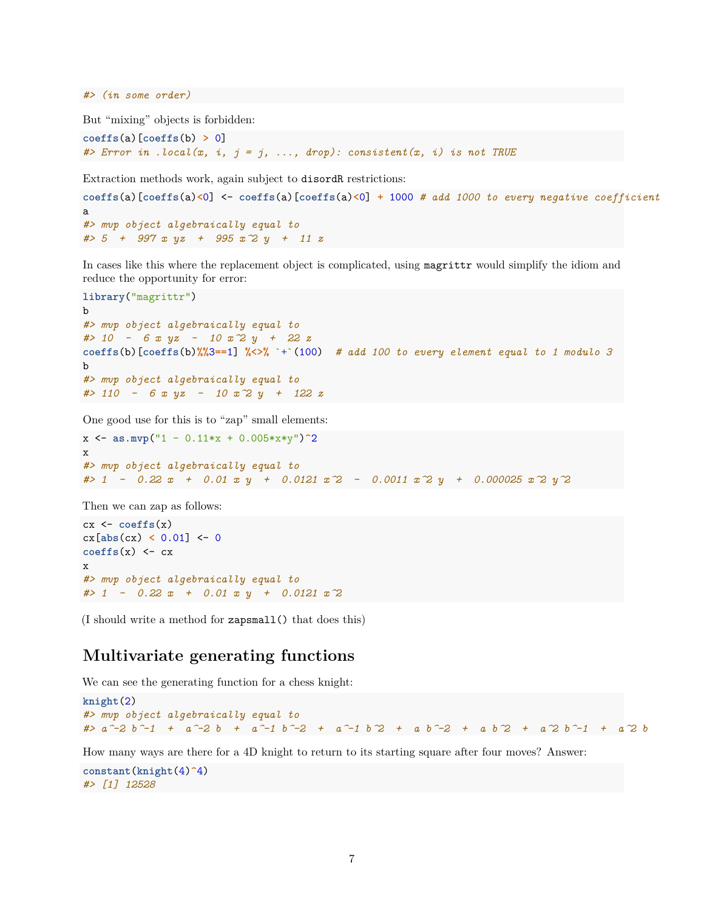```
#> (in some order)
```

But "mixing" objects is forbidden:

```
coeffs(a)[coeffs(b) > 0]
#> Error in .local(x, i, j = j, ..., drop): consistent(x, i) is not TRUE
```

Extraction methods work, again subject to `disordR` restrictions:

```
coeffs(a)[coeffs(a)<0] <- coeffs(a)[coeffs(a)<0] + 1000 # add 1000 to every negative coefficient
a
#> mvp object algebraically equal to
#> 5  +  997 x yz  +  995 x^2 y  +  11 z
```

In cases like this where the replacement object is complicated, using `magrittr` would simplify the idiom and reduce the opportunity for error:

```
library("magrittr")
b
#> mvp object algebraically equal to
#> 10  -  6 x yz  -  10 x^2 y  +  22 z
coeffs(b)[coeffs(b)%%3==1] %<>% `+`(100)  # add 100 to every element equal to 1 modulo 3
b
#> mvp object algebraically equal to
#> 110  -  6 x yz  -  10 x^2 y  +  122 z
```

One good use for this is to "zap" small elements:

```
x <- as.mvp("1 - 0.11*x + 0.005*x*y")^2
x
#> mvp object algebraically equal to
#> 1  -  0.22 x  +  0.01 x y  +  0.0121 x^2  -  0.0011 x^2 y  +  0.000025 x^2 y^2
```

Then we can zap as follows:

```
cx <- coeffs(x)
cx[abs(cx) < 0.01] <- 0
coeffs(x) <- cx
x
#> mvp object algebraically equal to
#> 1  -  0.22 x  +  0.01 x y  +  0.0121 x^2
```

(I should write a method for `zapsmall()` that does this)

## Multivariate generating functions

We can see the generating function for a chess knight:

```
knight(2)
#> mvp object algebraically equal to
#> a^-2 b^-1  +  a^-2 b  +  a^-1 b^-2  +  a^-1 b^2  +  a b^-2  +  a b^2  +  a^2 b^-1  +  a^2 b
```

How many ways are there for a 4D knight to return to its starting square after four moves? Answer:

```
constant(knight(4)^4)
#> [1] 12528
```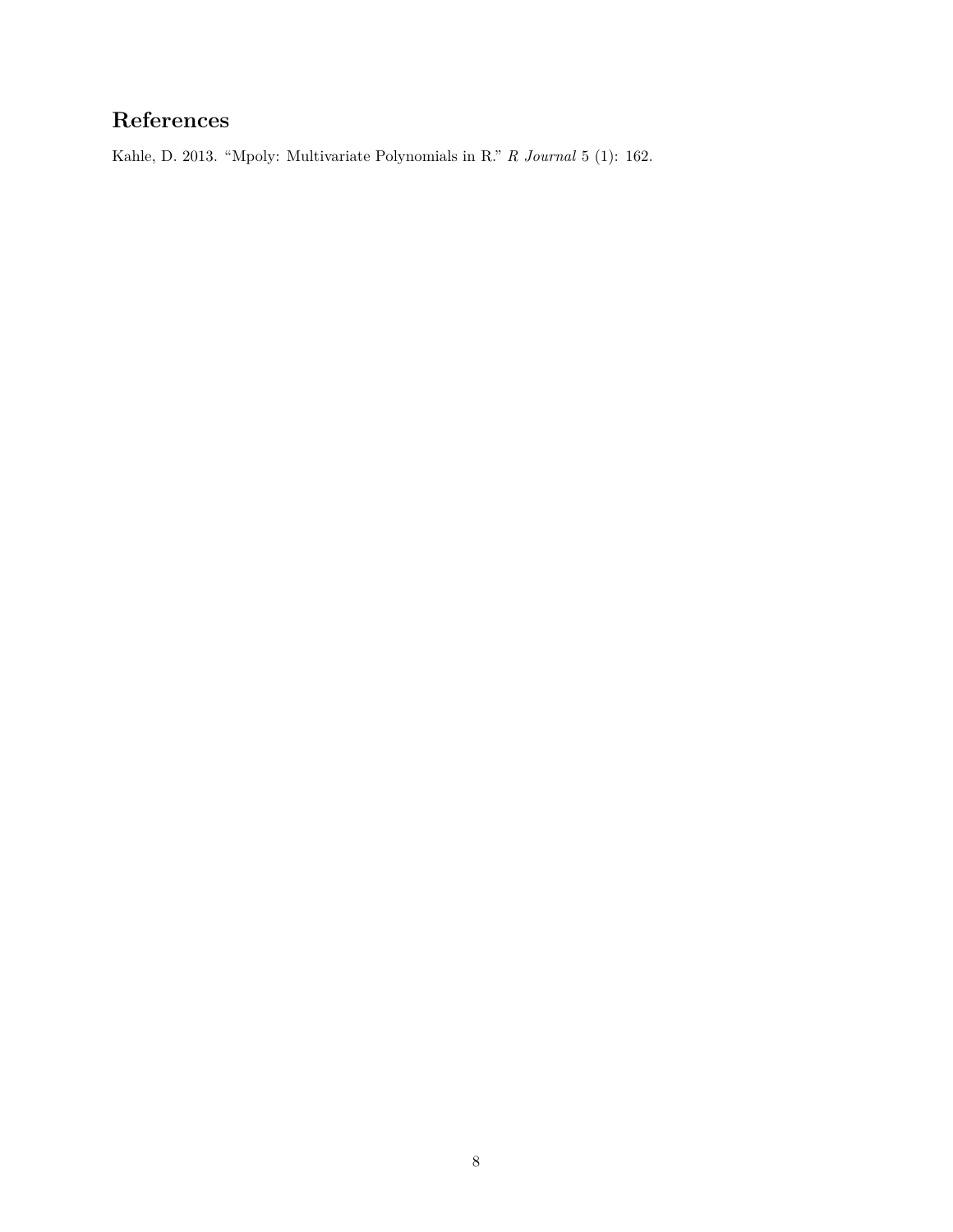## References

Kahle, D. 2013. "Mpoly: Multivariate Polynomials in R." *R Journal* 5 (1): 162.